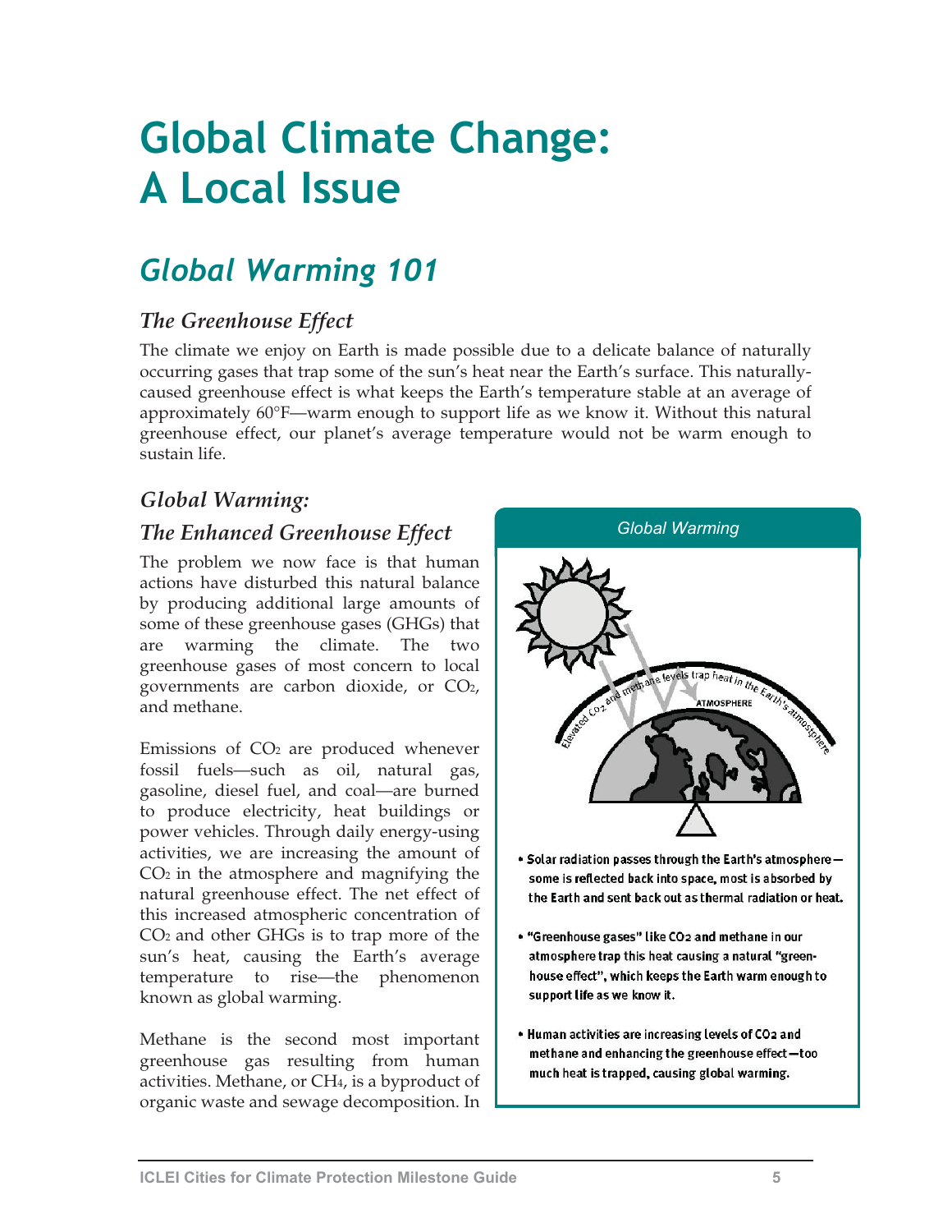# Global Climate Change: A Local Issue

## *Global Warming 101*

### *The Greenhouse Effect*

The climate we enjoy on Earth is made possible due to a delicate balance of naturally occurring gases that trap some of the sun's heat near the Earth's surface. This naturally-caused greenhouse effect is what keeps the Earth's temperature stable at an average of approximately 60°F—warm enough to support life as we know it. Without this natural greenhouse effect, our planet's average temperature would not be warm enough to sustain life.

### *Global Warming: The Enhanced Greenhouse Effect*

The problem we now face is that human actions have disturbed this natural balance by producing additional large amounts of some of these greenhouse gases (GHGs) that are warming the climate. The two greenhouse gases of most concern to local governments are carbon dioxide, or $CO_2$, and methane.

Emissions of $CO_2$ are produced whenever fossil fuels—such as oil, natural gas, gasoline, diesel fuel, and coal—are burned to produce electricity, heat buildings or power vehicles. Through daily energy-using activities, we are increasing the amount of $CO_2$ in the atmosphere and magnifying the natural greenhouse effect. The net effect of this increased atmospheric concentration of $CO_2$ and other GHGs is to trap more of the sun's heat, causing the Earth's average temperature to rise—the phenomenon known as global warming.

Methane is the second most important greenhouse gas resulting from human activities. Methane, or $CH_4$, is a byproduct of organic waste and sewage decomposition. In

*Global Warming*

- Solar radiation passes through the Earth's atmosphere—some is reflected back into space, most is absorbed by the Earth and sent back out as thermal radiation or heat.
- "Greenhouse gases" like $CO_2$ and methane in our atmosphere trap this heat causing a natural "greenhouse effect", which keeps the Earth warm enough to support life as we know it.
- Human activities are increasing levels of $CO_2$ and methane and enhancing the greenhouse effect—too much heat is trapped, causing global warming.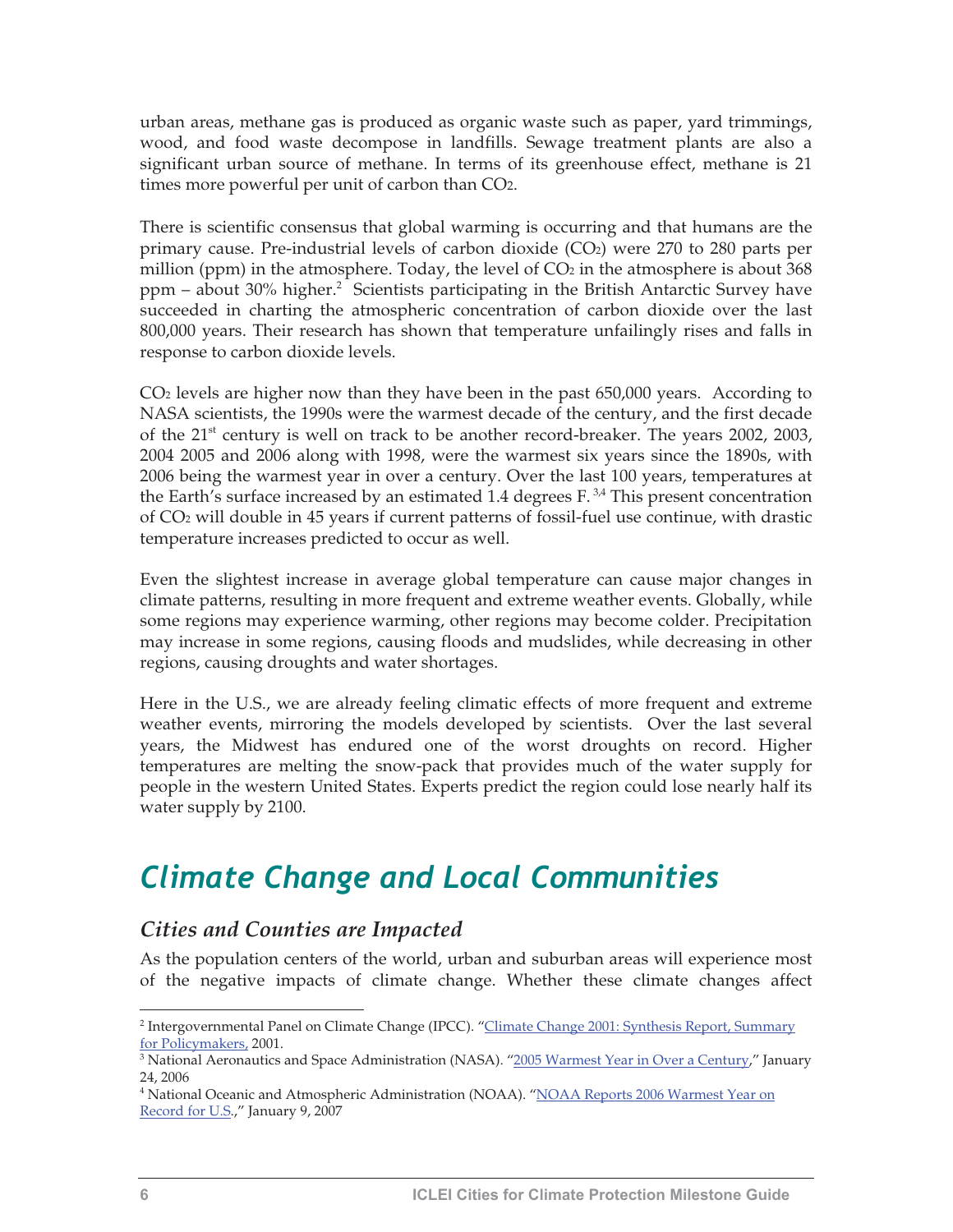urban areas, methane gas is produced as organic waste such as paper, yard trimmings, wood, and food waste decompose in landfills. Sewage treatment plants are also a significant urban source of methane. In terms of its greenhouse effect, methane is 21 times more powerful per unit of carbon than $CO_2$.

There is scientific consensus that global warming is occurring and that humans are the primary cause. Pre-industrial levels of carbon dioxide ($CO_2$) were 270 to 280 parts per million (ppm) in the atmosphere. Today, the level of $CO_2$ in the atmosphere is about 368 ppm – about 30% higher.[2] Scientists participating in the British Antarctic Survey have succeeded in charting the atmospheric concentration of carbon dioxide over the last 800,000 years. Their research has shown that temperature unfailingly rises and falls in response to carbon dioxide levels.

$CO_2$ levels are higher now than they have been in the past 650,000 years. According to NASA scientists, the 1990s were the warmest decade of the century, and the first decade of the 21st century is well on track to be another record-breaker. The years 2002, 2003, 2004 2005 and 2006 along with 1998, were the warmest six years since the 1890s, with 2006 being the warmest year in over a century. Over the last 100 years, temperatures at the Earth's surface increased by an estimated 1.4 degrees F.[3,4] This present concentration of $CO_2$ will double in 45 years if current patterns of fossil-fuel use continue, with drastic temperature increases predicted to occur as well.

Even the slightest increase in average global temperature can cause major changes in climate patterns, resulting in more frequent and extreme weather events. Globally, while some regions may experience warming, other regions may become colder. Precipitation may increase in some regions, causing floods and mudslides, while decreasing in other regions, causing droughts and water shortages.

Here in the U.S., we are already feeling climatic effects of more frequent and extreme weather events, mirroring the models developed by scientists. Over the last several years, the Midwest has endured one of the worst droughts on record. Higher temperatures are melting the snow-pack that provides much of the water supply for people in the western United States. Experts predict the region could lose nearly half its water supply by 2100.

# *Climate Change and Local Communities*

## *Cities and Counties are Impacted*

As the population centers of the world, urban and suburban areas will experience most of the negative impacts of climate change. Whether these climate changes affect

---

[2] Intergovernmental Panel on Climate Change (IPCC). "Climate Change 2001: Synthesis Report, Summary for Policymakers, 2001.

[3] National Aeronautics and Space Administration (NASA). "2005 Warmest Year in Over a Century," January 24, 2006

[4] National Oceanic and Atmospheric Administration (NOAA). "NOAA Reports 2006 Warmest Year on Record for U.S.," January 9, 2007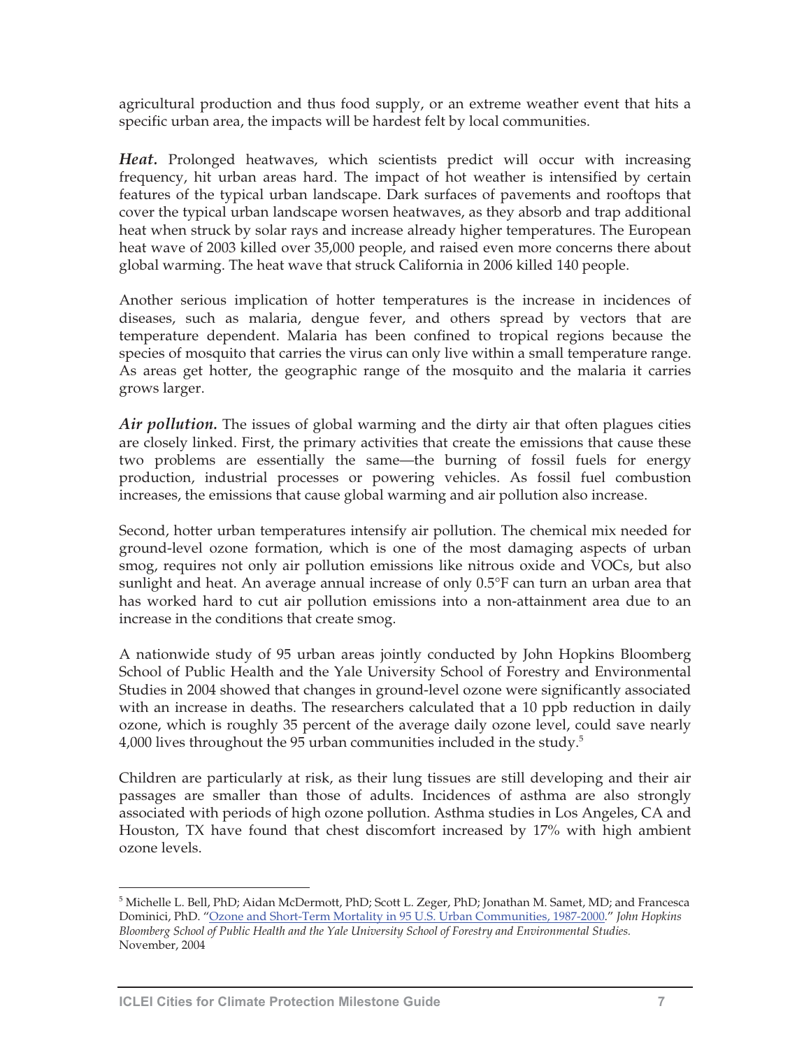agricultural production and thus food supply, or an extreme weather event that hits a specific urban area, the impacts will be hardest felt by local communities.

***Heat.*** Prolonged heatwaves, which scientists predict will occur with increasing frequency, hit urban areas hard. The impact of hot weather is intensified by certain features of the typical urban landscape. Dark surfaces of pavements and rooftops that cover the typical urban landscape worsen heatwaves, as they absorb and trap additional heat when struck by solar rays and increase already higher temperatures. The European heat wave of 2003 killed over 35,000 people, and raised even more concerns there about global warming. The heat wave that struck California in 2006 killed 140 people.

Another serious implication of hotter temperatures is the increase in incidences of diseases, such as malaria, dengue fever, and others spread by vectors that are temperature dependent. Malaria has been confined to tropical regions because the species of mosquito that carries the virus can only live within a small temperature range. As areas get hotter, the geographic range of the mosquito and the malaria it carries grows larger.

***Air pollution.*** The issues of global warming and the dirty air that often plagues cities are closely linked. First, the primary activities that create the emissions that cause these two problems are essentially the same—the burning of fossil fuels for energy production, industrial processes or powering vehicles. As fossil fuel combustion increases, the emissions that cause global warming and air pollution also increase.

Second, hotter urban temperatures intensify air pollution. The chemical mix needed for ground-level ozone formation, which is one of the most damaging aspects of urban smog, requires not only air pollution emissions like nitrous oxide and VOCs, but also sunlight and heat. An average annual increase of only 0.5°F can turn an urban area that has worked hard to cut air pollution emissions into a non-attainment area due to an increase in the conditions that create smog.

A nationwide study of 95 urban areas jointly conducted by John Hopkins Bloomberg School of Public Health and the Yale University School of Forestry and Environmental Studies in 2004 showed that changes in ground-level ozone were significantly associated with an increase in deaths. The researchers calculated that a 10 ppb reduction in daily ozone, which is roughly 35 percent of the average daily ozone level, could save nearly 4,000 lives throughout the 95 urban communities included in the study.[5]

Children are particularly at risk, as their lung tissues are still developing and their air passages are smaller than those of adults. Incidences of asthma are also strongly associated with periods of high ozone pollution. Asthma studies in Los Angeles, CA and Houston, TX have found that chest discomfort increased by 17% with high ambient ozone levels.

---

[5] Michelle L. Bell, PhD; Aidan McDermott, PhD; Scott L. Zeger, PhD; Jonathan M. Samet, MD; and Francesca Dominici, PhD. "Ozone and Short-Term Mortality in 95 U.S. Urban Communities, 1987-2000." *John Hopkins Bloomberg School of Public Health and the Yale University School of Forestry and Environmental Studies.* November, 2004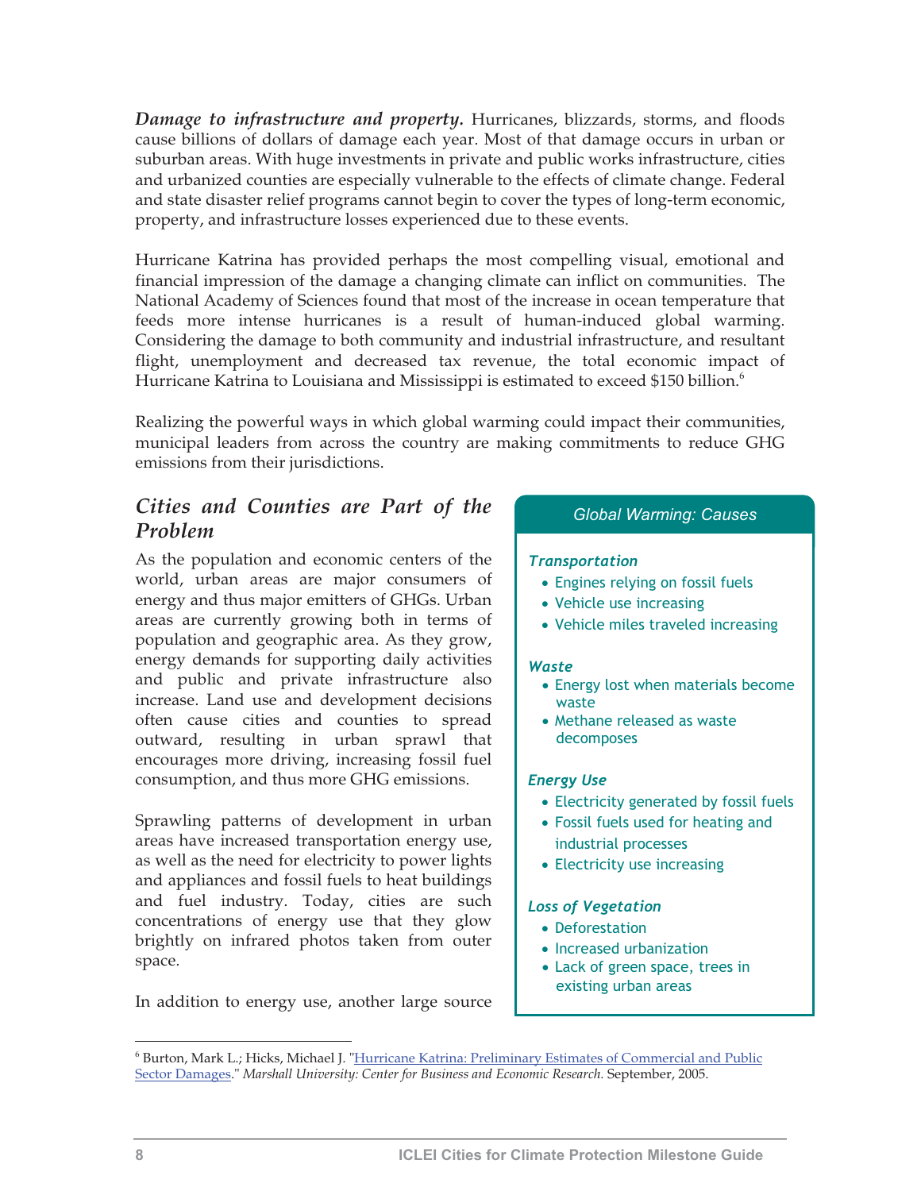***Damage to infrastructure and property.*** Hurricanes, blizzards, storms, and floods cause billions of dollars of damage each year. Most of that damage occurs in urban or suburban areas. With huge investments in private and public works infrastructure, cities and urbanized counties are especially vulnerable to the effects of climate change. Federal and state disaster relief programs cannot begin to cover the types of long-term economic, property, and infrastructure losses experienced due to these events.

Hurricane Katrina has provided perhaps the most compelling visual, emotional and financial impression of the damage a changing climate can inflict on communities. The National Academy of Sciences found that most of the increase in ocean temperature that feeds more intense hurricanes is a result of human-induced global warming. Considering the damage to both community and industrial infrastructure, and resultant flight, unemployment and decreased tax revenue, the total economic impact of Hurricane Katrina to Louisiana and Mississippi is estimated to exceed $150 billion.[6]

Realizing the powerful ways in which global warming could impact their communities, municipal leaders from across the country are making commitments to reduce GHG emissions from their jurisdictions.

## *Cities and Counties are Part of the Problem*

As the population and economic centers of the world, urban areas are major consumers of energy and thus major emitters of GHGs. Urban areas are currently growing both in terms of population and geographic area. As they grow, energy demands for supporting daily activities and public and private infrastructure also increase. Land use and development decisions often cause cities and counties to spread outward, resulting in urban sprawl that encourages more driving, increasing fossil fuel consumption, and thus more GHG emissions.

Sprawling patterns of development in urban areas have increased transportation energy use, as well as the need for electricity to power lights and appliances and fossil fuels to heat buildings and fuel industry. Today, cities are such concentrations of energy use that they glow brightly on infrared photos taken from outer space.

In addition to energy use, another large source

> **Global Warming: Causes**
>
> ***Transportation***
> - Engines relying on fossil fuels
> - Vehicle use increasing
> - Vehicle miles traveled increasing
>
> ***Waste***
> - Energy lost when materials become waste
> - Methane released as waste decomposes
>
> ***Energy Use***
> - Electricity generated by fossil fuels
> - Fossil fuels used for heating and industrial processes
> - Electricity use increasing
>
> ***Loss of Vegetation***
> - Deforestation
> - Increased urbanization
> - Lack of green space, trees in existing urban areas

---

[6] Burton, Mark L.; Hicks, Michael J. "Hurricane Katrina: Preliminary Estimates of Commercial and Public Sector Damages." *Marshall University: Center for Business and Economic Research.* September, 2005.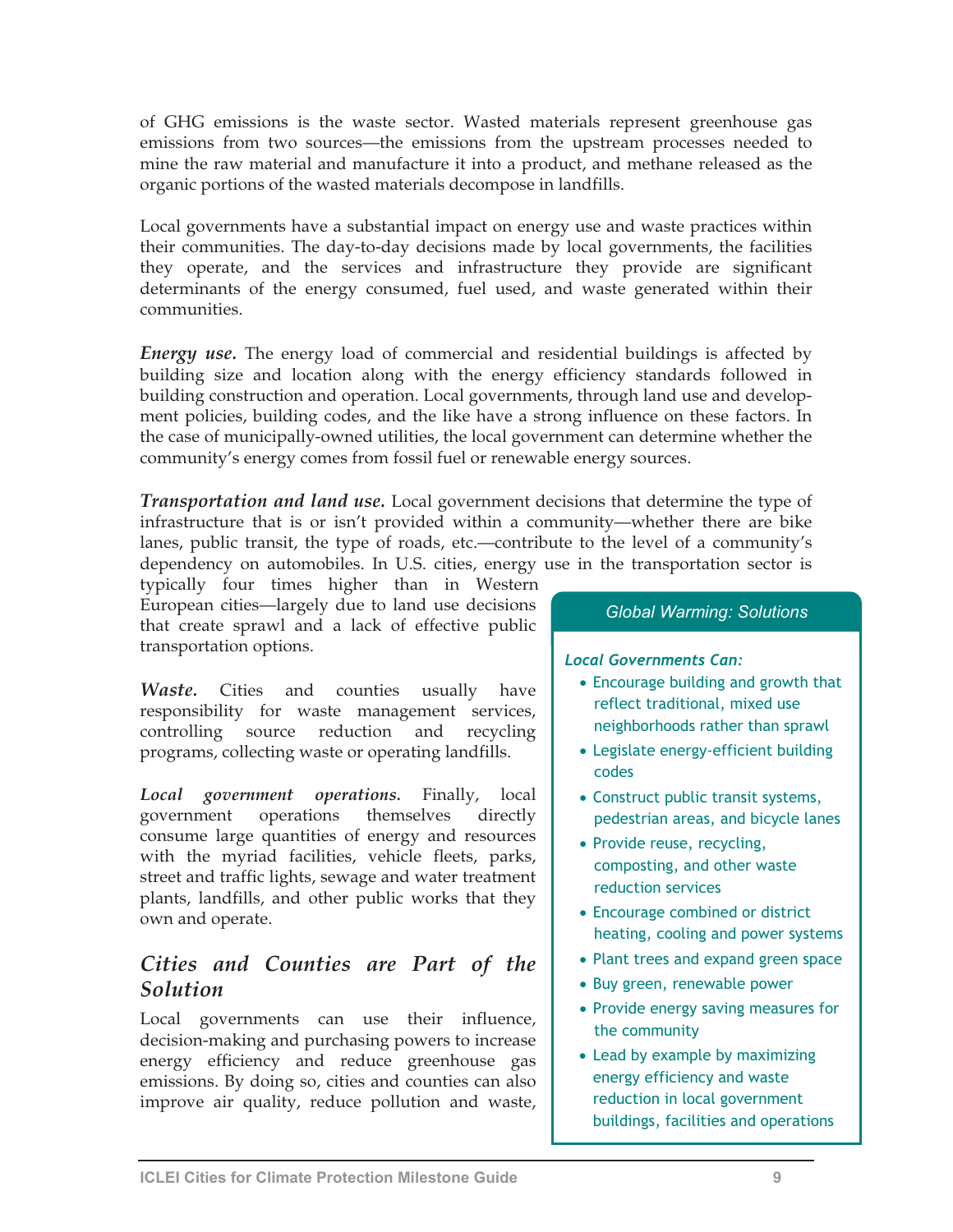of GHG emissions is the waste sector. Wasted materials represent greenhouse gas emissions from two sources—the emissions from the upstream processes needed to mine the raw material and manufacture it into a product, and methane released as the organic portions of the wasted materials decompose in landfills.

Local governments have a substantial impact on energy use and waste practices within their communities. The day-to-day decisions made by local governments, the facilities they operate, and the services and infrastructure they provide are significant determinants of the energy consumed, fuel used, and waste generated within their communities.

***Energy use.*** The energy load of commercial and residential buildings is affected by building size and location along with the energy efficiency standards followed in building construction and operation. Local governments, through land use and development policies, building codes, and the like have a strong influence on these factors. In the case of municipally-owned utilities, the local government can determine whether the community's energy comes from fossil fuel or renewable energy sources.

***Transportation and land use.*** Local government decisions that determine the type of infrastructure that is or isn't provided within a community—whether there are bike lanes, public transit, the type of roads, etc.—contribute to the level of a community's dependency on automobiles. In U.S. cities, energy use in the transportation sector is typically four times higher than in Western European cities—largely due to land use decisions that create sprawl and a lack of effective public transportation options.

***Waste.*** Cities and counties usually have responsibility for waste management services, controlling source reduction and recycling programs, collecting waste or operating landfills.

***Local government operations.*** Finally, local government operations themselves directly consume large quantities of energy and resources with the myriad facilities, vehicle fleets, parks, street and traffic lights, sewage and water treatment plants, landfills, and other public works that they own and operate.

## *Cities and Counties are Part of the Solution*

Local governments can use their influence, decision-making and purchasing powers to increase energy efficiency and reduce greenhouse gas emissions. By doing so, cities and counties can also improve air quality, reduce pollution and waste,

> **Global Warming: Solutions**
>
> ***Local Governments Can:***
>
> - Encourage building and growth that reflect traditional, mixed use neighborhoods rather than sprawl
> - Legislate energy-efficient building codes
> - Construct public transit systems, pedestrian areas, and bicycle lanes
> - Provide reuse, recycling, composting, and other waste reduction services
> - Encourage combined or district heating, cooling and power systems
> - Plant trees and expand green space
> - Buy green, renewable power
> - Provide energy saving measures for the community
> - Lead by example by maximizing energy efficiency and waste reduction in local government buildings, facilities and operations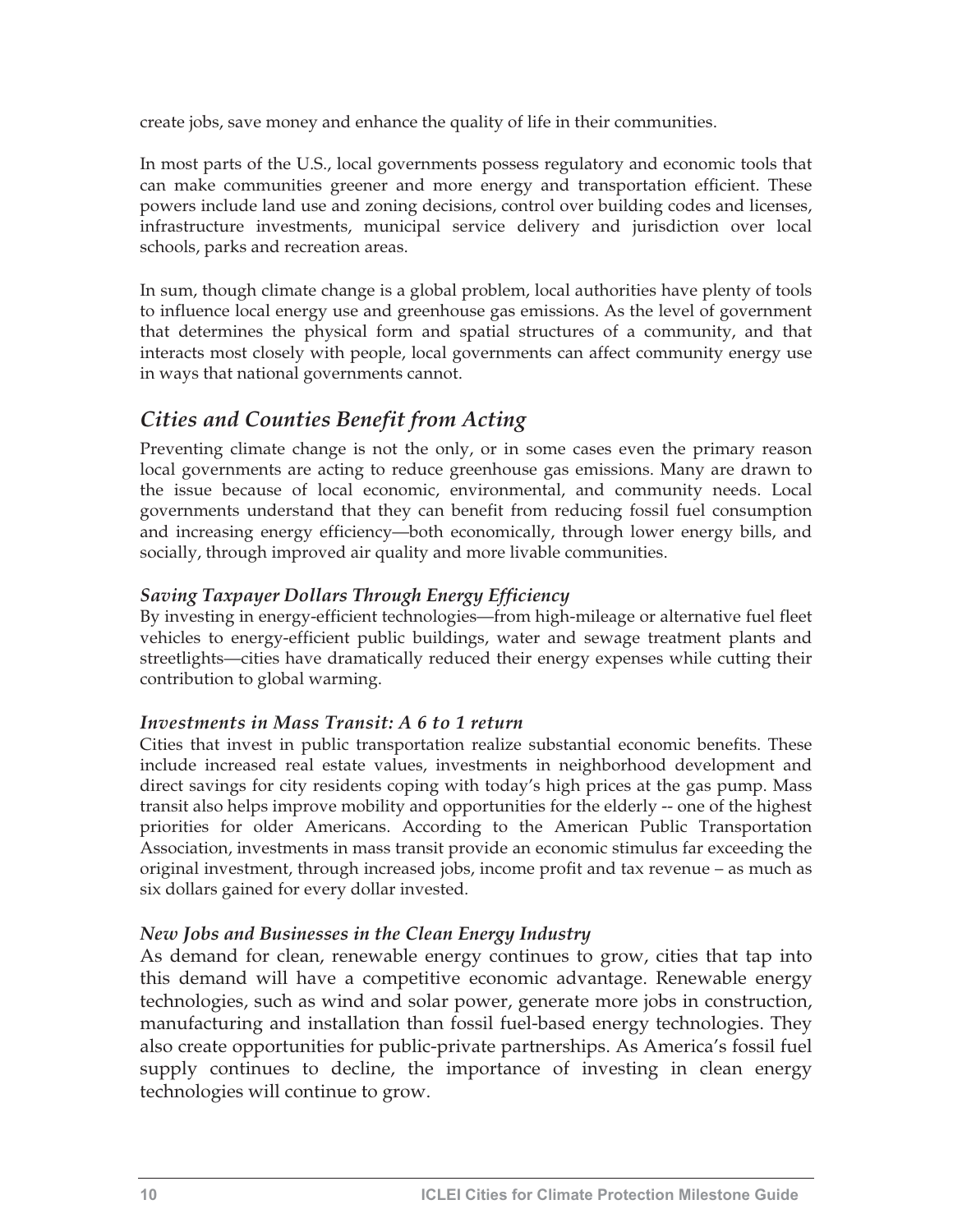create jobs, save money and enhance the quality of life in their communities.

In most parts of the U.S., local governments possess regulatory and economic tools that can make communities greener and more energy and transportation efficient. These powers include land use and zoning decisions, control over building codes and licenses, infrastructure investments, municipal service delivery and jurisdiction over local schools, parks and recreation areas.

In sum, though climate change is a global problem, local authorities have plenty of tools to influence local energy use and greenhouse gas emissions. As the level of government that determines the physical form and spatial structures of a community, and that interacts most closely with people, local governments can affect community energy use in ways that national governments cannot.

## *Cities and Counties Benefit from Acting*

Preventing climate change is not the only, or in some cases even the primary reason local governments are acting to reduce greenhouse gas emissions. Many are drawn to the issue because of local economic, environmental, and community needs. Local governments understand that they can benefit from reducing fossil fuel consumption and increasing energy efficiency—both economically, through lower energy bills, and socially, through improved air quality and more livable communities.

### *Saving Taxpayer Dollars Through Energy Efficiency*

By investing in energy-efficient technologies—from high-mileage or alternative fuel fleet vehicles to energy-efficient public buildings, water and sewage treatment plants and streetlights—cities have dramatically reduced their energy expenses while cutting their contribution to global warming.

### *Investments in Mass Transit: A 6 to 1 return*

Cities that invest in public transportation realize substantial economic benefits. These include increased real estate values, investments in neighborhood development and direct savings for city residents coping with today's high prices at the gas pump. Mass transit also helps improve mobility and opportunities for the elderly -- one of the highest priorities for older Americans. According to the American Public Transportation Association, investments in mass transit provide an economic stimulus far exceeding the original investment, through increased jobs, income profit and tax revenue – as much as six dollars gained for every dollar invested.

### *New Jobs and Businesses in the Clean Energy Industry*

As demand for clean, renewable energy continues to grow, cities that tap into this demand will have a competitive economic advantage. Renewable energy technologies, such as wind and solar power, generate more jobs in construction, manufacturing and installation than fossil fuel-based energy technologies. They also create opportunities for public-private partnerships. As America's fossil fuel supply continues to decline, the importance of investing in clean energy technologies will continue to grow.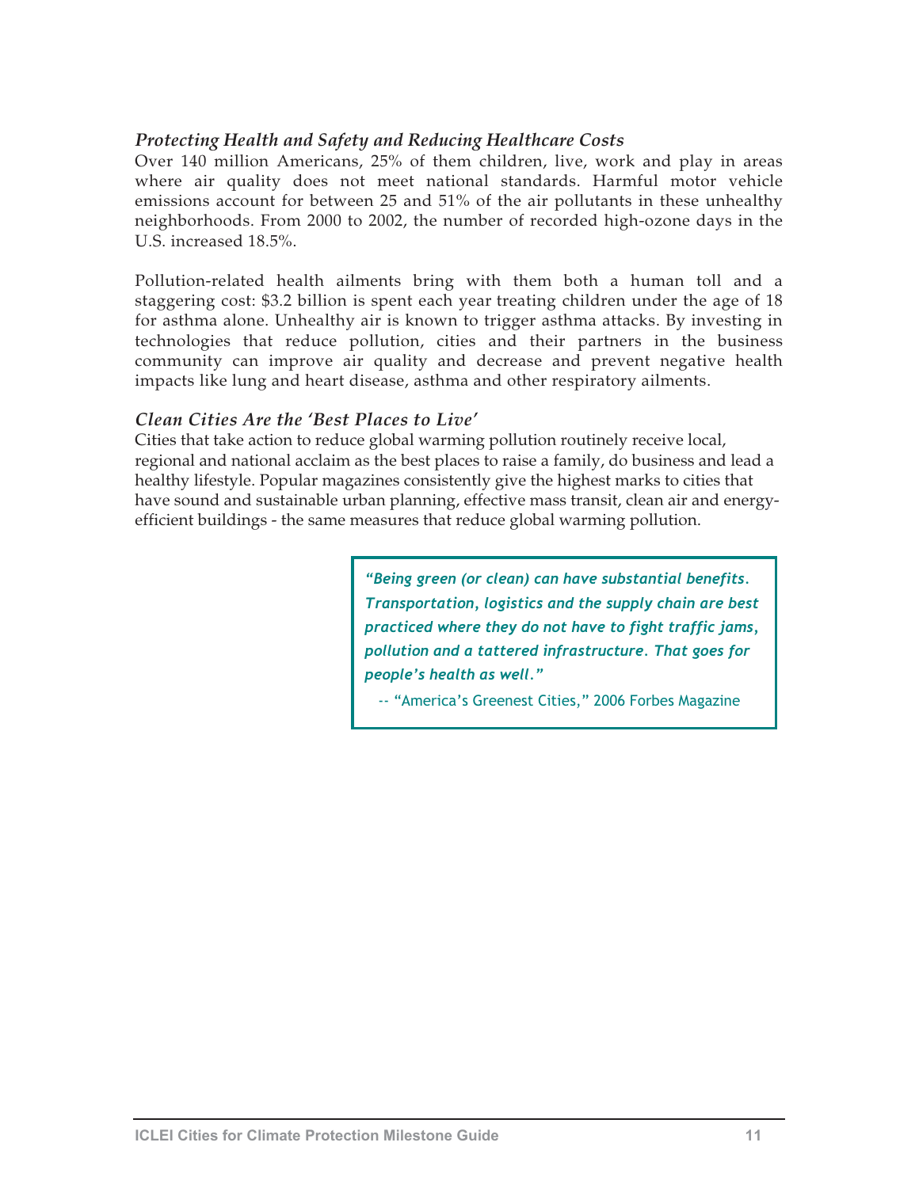### *Protecting Health and Safety and Reducing Healthcare Costs*

Over 140 million Americans, 25% of them children, live, work and play in areas where air quality does not meet national standards. Harmful motor vehicle emissions account for between 25 and 51% of the air pollutants in these unhealthy neighborhoods. From 2000 to 2002, the number of recorded high-ozone days in the U.S. increased 18.5%.

Pollution-related health ailments bring with them both a human toll and a staggering cost: $3.2 billion is spent each year treating children under the age of 18 for asthma alone. Unhealthy air is known to trigger asthma attacks. By investing in technologies that reduce pollution, cities and their partners in the business community can improve air quality and decrease and prevent negative health impacts like lung and heart disease, asthma and other respiratory ailments.

### *Clean Cities Are the 'Best Places to Live'*

Cities that take action to reduce global warming pollution routinely receive local, regional and national acclaim as the best places to raise a family, do business and lead a healthy lifestyle. Popular magazines consistently give the highest marks to cities that have sound and sustainable urban planning, effective mass transit, clean air and energy-efficient buildings - the same measures that reduce global warming pollution.

> ***"Being green (or clean) can have substantial benefits. Transportation, logistics and the supply chain are best practiced where they do not have to fight traffic jams, pollution and a tattered infrastructure. That goes for people's health as well."***
>
> -- "America's Greenest Cities," 2006 Forbes Magazine